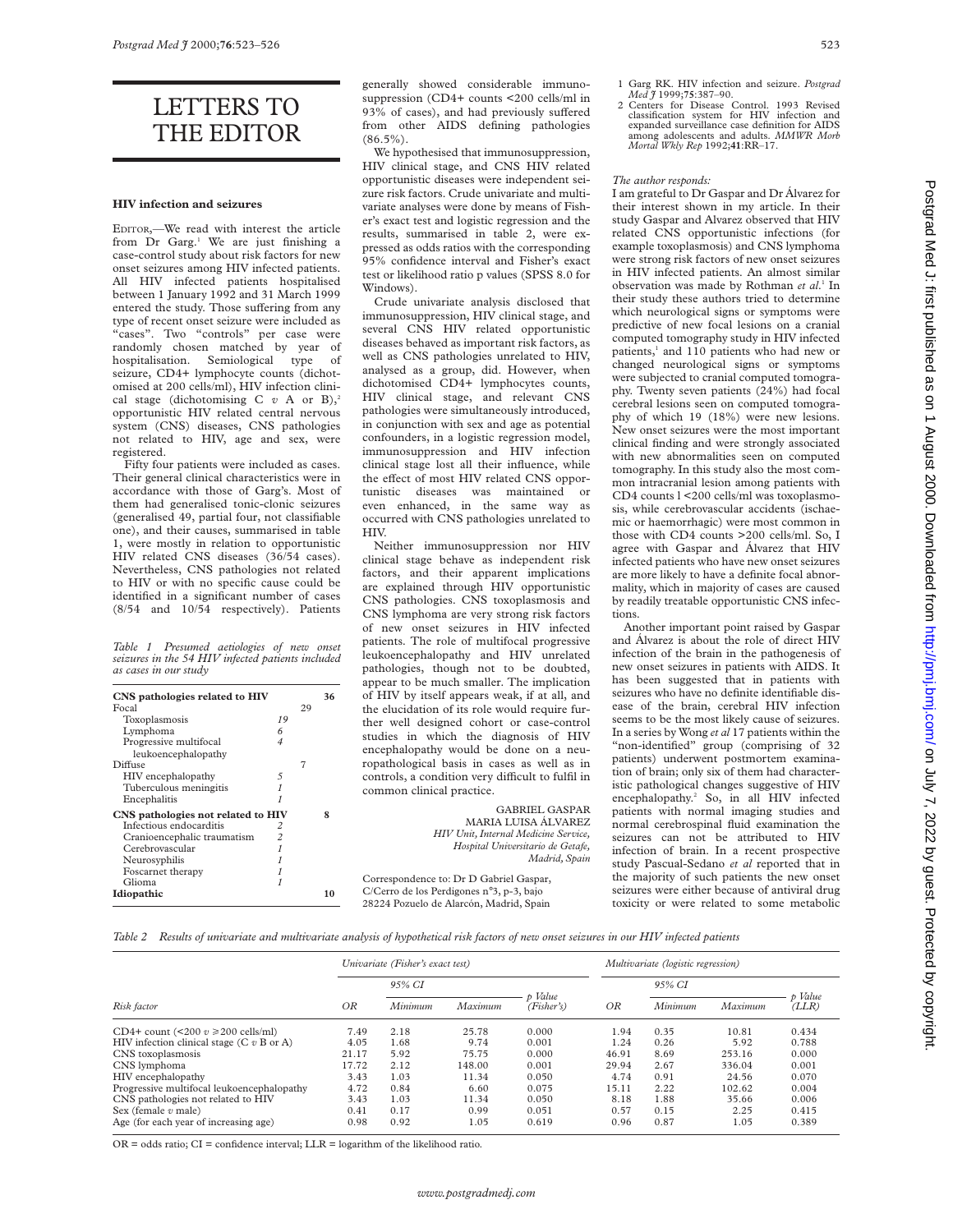# LETTERS TO THE EDITOR

## HIV infection and seizures

EDITOR,—We read with interest the article from Dr Garg.[1] We are just finishing a case-control study about risk factors for new onset seizures among HIV infected patients. All HIV infected patients hospitalised between 1 January 1992 and 31 March 1999 entered the study. Those suffering from any type of recent onset seizure were included as "cases". Two "controls" per case were randomly chosen matched by year of hospitalisation. Semiological type of seizure, CD4+ lymphocyte counts (dichotomised at 200 cells/ml), HIV infection clinical stage (dichotomising C v A or B),[2] opportunistic HIV related central nervous system (CNS) diseases, CNS pathologies not related to HIV, age and sex, were registered.

Fifty four patients were included as cases. Their general clinical characteristics were in accordance with those of Garg's. Most of them had generalised tonic-clonic seizures (generalised 49, partial four, not classifiable one), and their causes, summarised in table 1, were mostly in relation to opportunistic HIV related CNS diseases (36/54 cases). Nevertheless, CNS pathologies not related to HIV or with no specific cause could be identified in a significant number of cases (8/54 and 10/54 respectively). Patients generally showed considerable immunosuppression (CD4+ counts <200 cells/ml in 93% of cases), and had previously suffered from other AIDS defining pathologies (86.5%).

*Table 1 Presumed aetiologies of new onset seizures in the 54 HIV infected patients included as cases in our study*

| | | | |
|---|---|---|---|
| **CNS pathologies related to HIV** | | | **36** |
| Focal | | 29 | |
| Toxoplasmosis | 19 | | |
| Lymphoma | 6 | | |
| Progressive multifocal leukoencephalopathy | 4 | | |
| Diffuse | | 7 | |
| HIV encephalopathy | 5 | | |
| Tuberculous meningitis | 1 | | |
| Encephalitis | 1 | | |
| **CNS pathologies not related to HIV** | | | **8** |
| Infectious endocarditis | 2 | | |
| Cranioencephalic traumatism | 2 | | |
| Cerebrovascular | 1 | | |
| Neurosyphilis | 1 | | |
| Foscarnet therapy | 1 | | |
| Glioma | 1 | | |
| **Idiopathic** | | | **10** |

We hypothesised that immunosuppression, HIV clinical stage, and CNS HIV related opportunistic diseases were independent seizure risk factors. Crude univariate and multivariate analyses were done by means of Fisher's exact test and logistic regression and the results, summarised in table 2, were expressed as odds ratios with the corresponding 95% confidence interval and Fisher's exact test or likelihood ratio p values (SPSS 8.0 for Windows).

Crude univariate analysis disclosed that immunosuppression, HIV clinical stage, and several CNS HIV related opportunistic diseases behaved as important risk factors, as well as CNS pathologies unrelated to HIV, analysed as a group, did. However, when dichotomised CD4+ lymphocytes counts, HIV clinical stage, and relevant CNS pathologies were simultaneously introduced, in conjunction with sex and age as potential confounders, in a logistic regression model, immunosuppression and HIV infection clinical stage lost all their influence, while the effect of most HIV related CNS opportunistic diseases was maintained or even enhanced, in the same way as occurred with CNS pathologies unrelated to HIV.

Neither immunosuppression nor HIV clinical stage behave as independent risk factors, and their apparent implications are explained through HIV opportunistic CNS pathologies. CNS toxoplasmosis and CNS lymphoma are very strong risk factors of new onset seizures in HIV infected patients. The role of multifocal progressive leukoencephalopathy and HIV unrelated pathologies, though not to be doubted, appear to be much smaller. The implication of HIV by itself appears weak, if at all, and the elucidation of its role would require further well designed cohort or case-control studies in which the diagnosis of HIV encephalopathy would be done on a neuropathological basis in cases as well as in controls, a condition very difficult to fulfil in common clinical practice.

GABRIEL GASPAR
MARIA LUISA ÁLVAREZ
*HIV Unit, Internal Medicine Service, Hospital Universitario de Getafe, Madrid, Spain*

Correspondence to: Dr D Gabriel Gaspar, C/Cerro de los Perdigones n°3, p-3, bajo 28224 Pozuelo de Alarcón, Madrid, Spain

1 Garg RK. HIV infection and seizure. *Postgrad Med J* 1999;**75**:387–90.
2 Centers for Disease Control. 1993 Revised classification system for HIV infection and expanded surveillance case definition for AIDS among adolescents and adults. *MMWR Morb Mortal Wkly Rep* 1992;**41**:RR–17.

*The author responds:*

I am grateful to Dr Gaspar and Dr Álvarez for their interest shown in my article. In their study Gaspar and Alvarez observed that HIV related CNS opportunistic infections (for example toxoplasmosis) and CNS lymphoma were strong risk factors of new onset seizures in HIV infected patients. An almost similar observation was made by Rothman *et al*.[1] In their study these authors tried to determine which neurological signs or symptoms were predictive of new focal lesions on a cranial computed tomography study in HIV infected patients,[1] and 110 patients who had new or changed neurological signs or symptoms were subjected to cranial computed tomography. Twenty seven patients (24%) had focal cerebral lesions seen on computed tomography of which 19 (18%) were new lesions. New onset seizures were the most important clinical finding and were strongly associated with new abnormalities seen on computed tomography. In this study also the most common intracranial lesion among patients with CD4 counts l <200 cells/ml was toxoplasmosis, while cerebrovascular accidents (ischaemic or haemorrhagic) were most common in those with CD4 counts >200 cells/ml. So, I agree with Gaspar and Álvarez that HIV infected patients who have new onset seizures are more likely to have a definite focal abnormality, which in majority of cases are caused by readily treatable opportunistic CNS infections.

Another important point raised by Gaspar and Álvarez is about the role of direct HIV infection of the brain in the pathogenesis of new onset seizures in patients with AIDS. It has been suggested that in patients with seizures who have no definite identifiable disease of the brain, cerebral HIV infection seems to be the most likely cause of seizures. In a series by Wong *et al* 17 patients within the "non-identified" group (comprising of 32 patients) underwent postmortem examination of brain; only six of them had characteristic pathological changes suggestive of HIV encephalopathy.[2] So, in all HIV infected patients with normal imaging studies and normal cerebrospinal fluid examination the seizures can not be attributed to HIV infection of brain. In a recent prospective study Pascual-Sedano *et al* reported that in the majority of such patients the new onset seizures were either because of antiviral drug toxicity or were related to some metabolic

*Table 2 Results of univariate and multivariate analysis of hypothetical risk factors of new onset seizures in our HIV infected patients*

| | Univariate (Fisher's exact test) | | | | Multivariate (logistic regression) | | | |
|---|---|---|---|---|---|---|---|---|
| | | 95% CI | | | | 95% CI | | |
| Risk factor | OR | Minimum | Maximum | p Value (Fisher's) | OR | Minimum | Maximum | p Value (LLR) |
| CD4+ count (<200 v ≥200 cells/ml) | 7.49 | 2.18 | 25.78 | 0.000 | 1.94 | 0.35 | 10.81 | 0.434 |
| HIV infection clinical stage (C v B or A) | 4.05 | 1.68 | 9.74 | 0.001 | 1.24 | 0.26 | 5.92 | 0.788 |
| CNS toxoplasmosis | 21.17 | 5.92 | 75.75 | 0.000 | 46.91 | 8.69 | 253.16 | 0.000 |
| CNS lymphoma | 17.72 | 2.12 | 148.00 | 0.001 | 29.94 | 2.67 | 336.04 | 0.001 |
| HIV encephalopathy | 3.43 | 1.03 | 11.34 | 0.050 | 4.74 | 0.91 | 24.56 | 0.070 |
| Progressive multifocal leukoencephalopathy | 4.72 | 0.84 | 6.60 | 0.075 | 15.11 | 2.22 | 102.62 | 0.004 |
| CNS pathologies not related to HIV | 3.43 | 1.03 | 11.34 | 0.050 | 8.18 | 1.88 | 35.66 | 0.006 |
| Sex (female v male) | 0.41 | 0.17 | 0.99 | 0.051 | 0.57 | 0.15 | 2.25 | 0.415 |
| Age (for each year of increasing age) | 0.98 | 0.92 | 1.05 | 0.619 | 0.96 | 0.87 | 1.05 | 0.389 |

OR = odds ratio; CI = confidence interval; LLR = logarithm of the likelihood ratio.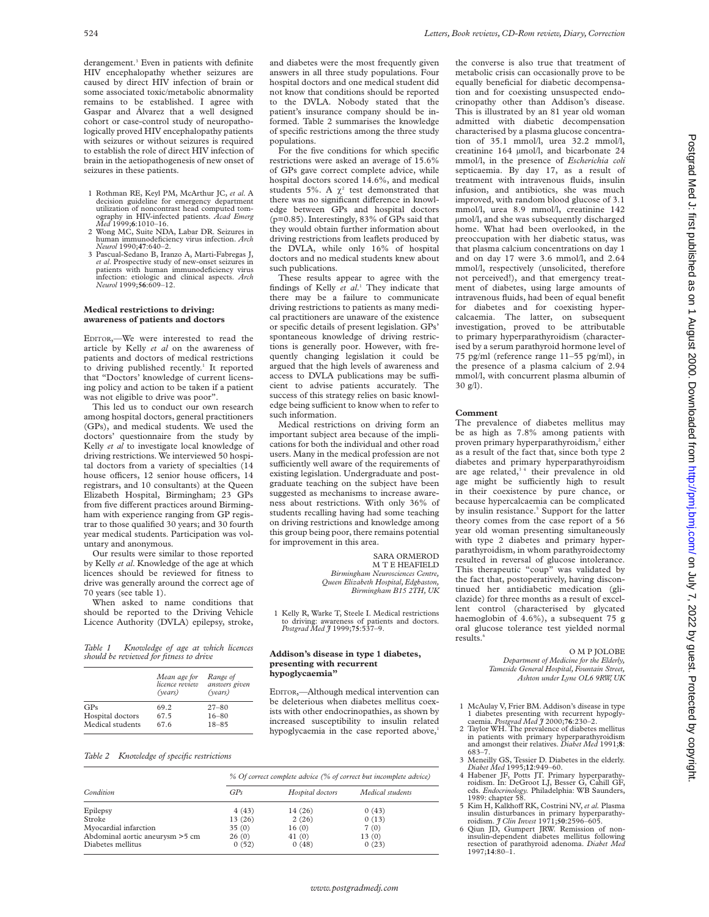derangement.[3] Even in patients with definite HIV encephalopathy whether seizures are caused by direct HIV infection of brain or some associated toxic/metabolic abnormality remains to be established. I agree with Gaspar and Álvarez that a well designed cohort or case-control study of neuropathologically proved HIV encephalopathy patients with seizures or without seizures is required to establish the role of direct HIV infection of brain in the aetiopathogenesis of new onset of seizures in these patients.

1 Rothman RE, Keyl PM, McArthur JC, *et al*. A decision guideline for emergency department utilization of noncontrast head computed tomography in HIV-infected patients. *Acad Emerg Med* 1999;**6**:1010–16.
2 Wong MC, Suite NDA, Labar DR. Seizures in human immunodeficiency virus infection. *Arch Neurol* 1990;**47**:640–2.
3 Pascual-Sedano B, Iranzo A, Marti-Fabregas J, *et al*. Prospective study of new-onset seizures in patients with human immunodeficiency virus infection: etiologic and clinical aspects. *Arch Neurol* 1999;**56**:609–12.

## Medical restrictions to driving: awareness of patients and doctors

EDITOR,—We were interested to read the article by Kelly *et al* on the awareness of patients and doctors of medical restrictions to driving published recently.[1] It reported that "Doctors' knowledge of current licensing policy and action to be taken if a patient was not eligible to drive was poor".

This led us to conduct our own research among hospital doctors, general practitioners (GPs), and medical students. We used the doctors' questionnaire from the study by Kelly *et al* to investigate local knowledge of driving restrictions. We interviewed 50 hospital doctors from a variety of specialties (14 house officers, 12 senior house officers, 14 registrars, and 10 consultants) at the Queen Elizabeth Hospital, Birmingham; 23 GPs from five different practices around Birmingham with experience ranging from GP registrar to those qualified 30 years; and 30 fourth year medical students. Participation was voluntary and anonymous.

Our results were similar to those reported by Kelly *et al*. Knowledge of the age at which licences should be reviewed for fitness to drive was generally around the correct age of 70 years (see table 1).

When asked to name conditions that should be reported to the Driving Vehicle Licence Authority (DVLA) epilepsy, stroke, and diabetes were the most frequently given answers in all three study populations. Four hospital doctors and one medical student did not know that conditions should be reported to the DVLA. Nobody stated that the patient's insurance company should be informed. Table 2 summarises the knowledge of specific restrictions among the three study populations.

*Table 1 Knowledge of age at which licences should be reviewed for fitness to drive*

| | Mean age for licence review (years) | Range of answers given (years) |
|---|---|---|
| GPs | 69.2 | 27–80 |
| Hospital doctors | 67.5 | 16–80 |
| Medical students | 67.6 | 18–85 |

*Table 2 Knowledge of specific restrictions*

| Condition | % Of correct complete advice (% of correct but incomplete advice) | | |
|---|---|---|---|
| | GPs | Hospital doctors | Medical students |
| Epilepsy | 4 (43) | 14 (26) | 0 (43) |
| Stroke | 13 (26) | 2 (26) | 0 (13) |
| Myocardial infarction | 35 (0) | 16 (0) | 7 (0) |
| Abdominal aortic aneurysm >5 cm | 26 (0) | 41 (0) | 13 (0) |
| Diabetes mellitus | 0 (52) | 0 (48) | 0 (23) |

For the five conditions for which specific restrictions were asked an average of 15.6% of GPs gave correct complete advice, while hospital doctors scored 14.6%, and medical students 5%. A $\chi^2$ test demonstrated that there was no significant difference in knowledge between GPs and hospital doctors (p=0.85). Interestingly, 83% of GPs said that they would obtain further information about driving restrictions from leaflets produced by the DVLA, while only 16% of hospital doctors and no medical students knew about such publications.

These results appear to agree with the findings of Kelly *et al*.[1] They indicate that there may be a failure to communicate driving restrictions to patients as many medical practitioners are unaware of the existence or specific details of present legislation. GPs' spontaneous knowledge of driving restrictions is generally poor. However, with frequently changing legislation it could be argued that the high levels of awareness and access to DVLA publications may be sufficient to advise patients accurately. The success of this strategy relies on basic knowledge being sufficient to know when to refer to such information.

Medical restrictions on driving form an important subject area because of the implications for both the individual and other road users. Many in the medical profession are not sufficiently well aware of the requirements of existing legislation. Undergraduate and postgraduate teaching on the subject have been suggested as mechanisms to increase awareness about restrictions. With only 36% of students recalling having had some teaching on driving restrictions and knowledge among this group being poor, there remains potential for improvement in this area.

SARA ORMEROD
M T E HEAFIELD
*Birmingham Neurosciences Centre, Queen Elizabeth Hospital, Edgbaston, Birmingham B15 2TH, UK*

1 Kelly R, Warke T, Steele I. Medical restrictions to driving: awareness of patients and doctors. *Postgrad Med J* 1999;**75**:537–9.

## Addison's disease in type 1 diabetes, presenting with recurrent hypoglycaemia"

EDITOR,—Although medical intervention can be deleterious when diabetes mellitus coexists with other endocrinopathies, as shown by increased susceptibility to insulin related hypoglycaemia in the case reported above,[1] the converse is also true that treatment of metabolic crisis can occasionally prove to be equally beneficial for diabetic decompensation and for coexisting unsuspected endocrinopathy other than Addison's disease. This is illustrated by an 81 year old woman admitted with diabetic decompensation characterised by a plasma glucose concentration of 35.1 mmol/l, urea 32.2 mmol/l, creatinine 164 µmol/l, and bicarbonate 24 mmol/l, in the presence of *Escherichia coli* septicaemia. By day 17, as a result of treatment with intravenous fluids, insulin infusion, and antibiotics, she was much improved, with random blood glucose of 3.1 mmol/l, urea 8.9 mmol/l, creatinine 142 µmol/l, and she was subsequently discharged home. What had been overlooked, in the preoccupation with her diabetic status, was that plasma calcium concentrations on day 1 and on day 17 were 3.6 mmol/l, and 2.64 mmol/l, respectively (unsolicited, therefore not perceived!), and that emergency treatment of diabetes, using large amounts of intravenous fluids, had been of equal benefit for diabetes and for coexisting hypercalcaemia. The latter, on subsequent investigation, proved to be attributable to primary hyperparathyroidism (characterised by a serum parathyroid hormone level of 75 pg/ml (reference range 11–55 pg/ml), in the presence of a plasma calcium of 2.94 mmol/l, with concurrent plasma albumin of 30 g/l).

### Comment

The prevalence of diabetes mellitus may be as high as 7.8% among patients with proven primary hyperparathyroidism,[2] either as a result of the fact that, since both type 2 diabetes and primary hyperparathyroidism are age related,[3 4] their prevalence in old age might be sufficiently high to result in their coexistence by pure chance, or because hypercalcaemia can be complicated by insulin resistance.[5] Support for the latter theory comes from the case report of a 56 year old woman presenting simultaneously with type 2 diabetes and primary hyperparathyroidism, in whom parathyroidectomy resulted in reversal of glucose intolerance. This therapeutic "coup" was validated by the fact that, postoperatively, having discontinued her antidiabetic medication (gliclazide) for three months as a result of excellent control (characterised by glycated haemoglobin of 4.6%), a subsequent 75 g oral glucose tolerance test yielded normal results.[6]

O M P JOLOBE
*Department of Medicine for the Elderly, Tameside General Hospital, Fountain Street, Ashton under Lyne OL6 9RW, UK*

1 McAulay V, Frier BM. Addison's disease in type 1 diabetes presenting with recurrent hypoglycaemia. *Postgrad Med J* 2000;**76**:230–2.
2 Taylor WH. The prevalence of diabetes mellitus in patients with primary hyperparathyroidism and amongst their relatives. *Diabet Med* 1991;**8**:683–7.
3 Meneilly GS, Tessier D. Diabetes in the elderly. *Diabet Med* 1995;**12**:949–60.
4 Habener JF, Potts JT. Primary hyperparathyroidism. In: DeGroot LJ, Besser G, Cahill GF, eds. *Endocrinology*. Philadelphia: WB Saunders, 1989: chapter 58.
5 Kim H, Kalkhoff RK, Costrini NV, *et al*. Plasma insulin disturbances in primary hyperparathyroidism. *J Clin Invest* 1971;**50**:2596–605.
6 Qiun JD, Gumpert JRW. Remission of non-insulin-dependent diabetes mellitus following resection of parathyroid adenoma. *Diabet Med* 1997;**14**:80–1.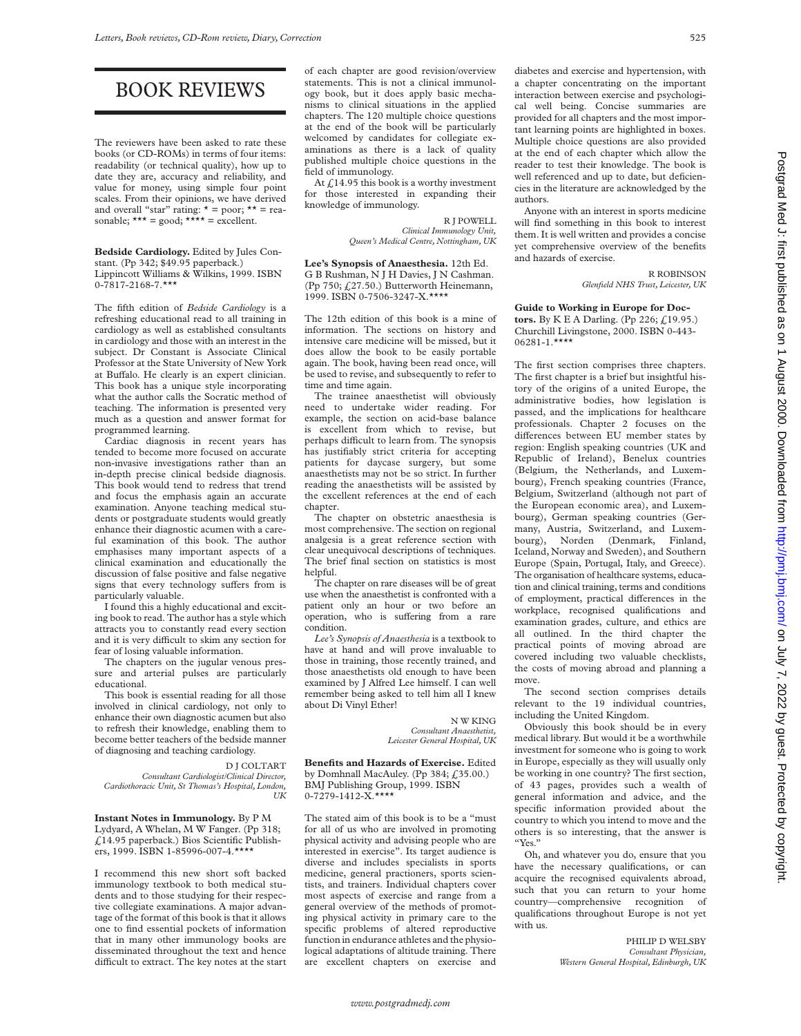# BOOK REVIEWS

The reviewers have been asked to rate these books (or CD-ROMs) in terms of four items: readability (or technical quality), how up to date they are, accuracy and reliability, and value for money, using simple four point scales. From their opinions, we have derived and overall "star" rating: * = poor; ** = reasonable; *** = good; **** = excellent.

**Bedside Cardiology.** Edited by Jules Constant. (Pp 342; $49.95 paperback.) Lippincott Williams & Wilkins, 1999. ISBN 0-7817-2168-7.***

The fifth edition of *Bedside Cardiology* is a refreshing educational read to all training in cardiology as well as established consultants in cardiology and those with an interest in the subject. Dr Constant is Associate Clinical Professor at the State University of New York at Buffalo. He clearly is an expert clinician. This book has a unique style incorporating what the author calls the Socratic method of teaching. The information is presented very much as a question and answer format for programmed learning.

Cardiac diagnosis in recent years has tended to become more focused on accurate non-invasive investigations rather than an in-depth precise clinical bedside diagnosis. This book would tend to redress that trend and focus the emphasis again an accurate examination. Anyone teaching medical students or postgraduate students would greatly enhance their diagnostic acumen with a careful examination of this book. The author emphasises many important aspects of a clinical examination and educationally the discussion of false positive and false negative signs that every technology suffers from is particularly valuable.

I found this a highly educational and exciting book to read. The author has a style which attracts you to constantly read every section and it is very difficult to skim any section for fear of losing valuable information.

The chapters on the jugular venous pressure and arterial pulses are particularly educational.

This book is essential reading for all those involved in clinical cardiology, not only to enhance their own diagnostic acumen but also to refresh their knowledge, enabling them to become better teachers of the bedside manner of diagnosing and teaching cardiology.

D J COLTART
*Consultant Cardiologist/Clinical Director, Cardiothoracic Unit, St Thomas's Hospital, London, UK*

**Instant Notes in Immunology.** By P M Lydyard, A Whelan, M W Fanger. (Pp 318; £14.95 paperback.) Bios Scientific Publishers, 1999. ISBN 1-85996-007-4.****

I recommend this new short soft backed immunology textbook to both medical students and to those studying for their respective collegiate examinations. A major advantage of the format of this book is that it allows one to find essential pockets of information that in many other immunology books are disseminated throughout the text and hence difficult to extract. The key notes at the start of each chapter are good revision/overview statements. This is not a clinical immunology book, but it does apply basic mechanisms to clinical situations in the applied chapters. The 120 multiple choice questions at the end of the book will be particularly welcomed by candidates for collegiate examinations as there is a lack of quality published multiple choice questions in the field of immunology.

At £14.95 this book is a worthy investment for those interested in expanding their knowledge of immunology.

R J POWELL
*Clinical Immunology Unit, Queen's Medical Centre, Nottingham, UK*

**Lee's Synopsis of Anaesthesia.** 12th Ed. G B Rushman, N J H Davies, J N Cashman. (Pp 750; £27.50.) Butterworth Heinemann, 1999. ISBN 0-7506-3247-X.****

The 12th edition of this book is a mine of information. The sections on history and intensive care medicine will be missed, but it does allow the book to be easily portable again. The book, having been read once, will be used to revise, and subsequently to refer to time and time again.

The trainee anaesthetist will obviously need to undertake wider reading. For example, the section on acid-base balance is excellent from which to revise, but perhaps difficult to learn from. The synopsis has justifiably strict criteria for accepting patients for daycase surgery, but some anaesthetists may not be so strict. In further reading the anaesthetists will be assisted by the excellent references at the end of each chapter.

The chapter on obstetric anaesthesia is most comprehensive. The section on regional analgesia is a great reference section with clear unequivocal descriptions of techniques. The brief final section on statistics is most helpful.

The chapter on rare diseases will be of great use when the anaesthetist is confronted with a patient only an hour or two before an operation, who is suffering from a rare condition.

*Lee's Synopsis of Anaesthesia* is a textbook to have at hand and will prove invaluable to those in training, those recently trained, and those anaesthetists old enough to have been examined by J Alfred Lee himself. I can well remember being asked to tell him all I knew about Di Vinyl Ether!

N W KING
*Consultant Anaesthetist, Leicester General Hospital, UK*

**Benefits and Hazards of Exercise.** Edited by Domhnall MacAuley. (Pp 384; £35.00.) BMJ Publishing Group, 1999. ISBN 0-7279-1412-X.****

The stated aim of this book is to be a "must for all of us who are involved in promoting physical activity and advising people who are interested in exercise". Its target audience is diverse and includes specialists in sports medicine, general practioners, sports scientists, and trainers. Individual chapters cover most aspects of exercise and range from a general overview of the methods of promoting physical activity in primary care to the specific problems of altered reproductive function in endurance athletes and the physiological adaptations of altitude training. There are excellent chapters on exercise and diabetes and exercise and hypertension, with a chapter concentrating on the important interaction between exercise and psychological well being. Concise summaries are provided for all chapters and the most important learning points are highlighted in boxes. Multiple choice questions are also provided at the end of each chapter which allow the reader to test their knowledge. The book is well referenced and up to date, but deficiencies in the literature are acknowledged by the authors.

Anyone with an interest in sports medicine will find something in this book to interest them. It is well written and provides a concise yet comprehensive overview of the benefits and hazards of exercise.

R ROBINSON
*Glenfield NHS Trust, Leicester, UK*

**Guide to Working in Europe for Doctors.** By K E A Darling. (Pp 226; £19.95.) Churchill Livingstone, 2000. ISBN 0-443-06281-1.****

The first section comprises three chapters. The first chapter is a brief but insightful history of the origins of a united Europe, the administrative bodies, how legislation is passed, and the implications for healthcare professionals. Chapter 2 focuses on the differences between EU member states by region: English speaking countries (UK and Republic of Ireland), Benelux countries (Belgium, the Netherlands, and Luxembourg), French speaking countries (France, Belgium, Switzerland (although not part of the European economic area), and Luxembourg), German speaking countries (Germany, Austria, Switzerland, and Luxembourg), Norden (Denmark, Finland, Iceland, Norway and Sweden), and Southern Europe (Spain, Portugal, Italy, and Greece). The organisation of healthcare systems, education and clinical training, terms and conditions of employment, practical differences in the workplace, recognised qualifications and examination grades, culture, and ethics are all outlined. In the third chapter the practical points of moving abroad are covered including two valuable checklists, the costs of moving abroad and planning a move.

The second section comprises details relevant to the 19 individual countries, including the United Kingdom.

Obviously this book should be in every medical library. But would it be a worthwhile investment for someone who is going to work in Europe, especially as they will usually only be working in one country? The first section, of 43 pages, provides such a wealth of general information and advice, and the specific information provided about the country to which you intend to move and the others is so interesting, that the answer is "Yes."

Oh, and whatever you do, ensure that you have the necessary qualifications, or can acquire the recognised equivalents abroad, such that you can return to your home country—comprehensive recognition of qualifications throughout Europe is not yet with us.

PHILIP D WELSBY
*Consultant Physician, Western General Hospital, Edinburgh, UK*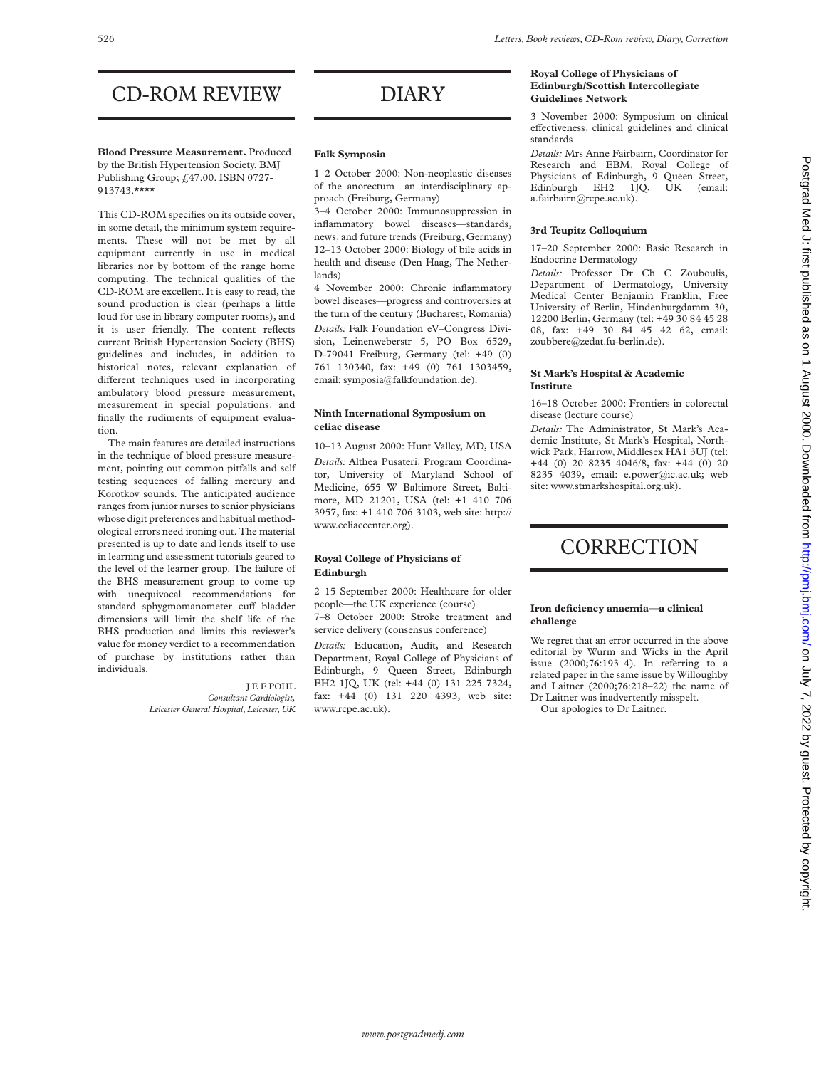# CD-ROM REVIEW

**Blood Pressure Measurement.** Produced by the British Hypertension Society. BMJ Publishing Group; £47.00. ISBN 0727-913743.\*\*\*\*

This CD-ROM specifies on its outside cover, in some detail, the minimum system requirements. These will not be met by all equipment currently in use in medical libraries nor by bottom of the range home computing. The technical qualities of the CD-ROM are excellent. It is easy to read, the sound production is clear (perhaps a little loud for use in library computer rooms), and it is user friendly. The content reflects current British Hypertension Society (BHS) guidelines and includes, in addition to historical notes, relevant explanation of different techniques used in incorporating ambulatory blood pressure measurement, measurement in special populations, and finally the rudiments of equipment evaluation.

The main features are detailed instructions in the technique of blood pressure measurement, pointing out common pitfalls and self testing sequences of falling mercury and Korotkov sounds. The anticipated audience ranges from junior nurses to senior physicians whose digit preferences and habitual methodological errors need ironing out. The material presented is up to date and lends itself to use in learning and assessment tutorials geared to the level of the learner group. The failure of the BHS measurement group to come up with unequivocal recommendations for standard sphygmomanometer cuff bladder dimensions will limit the shelf life of the BHS production and limits this reviewer's value for money verdict to a recommendation of purchase by institutions rather than individuals.

J E F POHL
*Consultant Cardiologist,*
*Leicester General Hospital, Leicester, UK*

# DIARY

**Falk Symposia**

1–2 October 2000: Non-neoplastic diseases of the anorectum—an interdisciplinary approach (Freiburg, Germany)
3–4 October 2000: Immunosuppression in inflammatory bowel diseases—standards, news, and future trends (Freiburg, Germany)
12–13 October 2000: Biology of bile acids in health and disease (Den Haag, The Netherlands)
4 November 2000: Chronic inflammatory bowel diseases—progress and controversies at the turn of the century (Bucharest, Romania)
*Details:* Falk Foundation eV–Congress Division, Leinenweberstr 5, PO Box 6529, D-79041 Freiburg, Germany (tel: +49 (0) 761 130340, fax: +49 (0) 761 1303459, email: symposia@falkfoundation.de).

**Ninth International Symposium on celiac disease**

10–13 August 2000: Hunt Valley, MD, USA
*Details:* Althea Pusateri, Program Coordinator, University of Maryland School of Medicine, 655 W Baltimore Street, Baltimore, MD 21201, USA (tel: +1 410 706 3957, fax: +1 410 706 3103, web site: http://www.celiaccenter.org).

**Royal College of Physicians of Edinburgh**

2–15 September 2000: Healthcare for older people—the UK experience (course)
7–8 October 2000: Stroke treatment and service delivery (consensus conference)
*Details:* Education, Audit, and Research Department, Royal College of Physicians of Edinburgh, 9 Queen Street, Edinburgh EH2 1JQ, UK (tel: +44 (0) 131 225 7324, fax: +44 (0) 131 220 4393, web site: www.rcpe.ac.uk).

**Royal College of Physicians of Edinburgh/Scottish Intercollegiate Guidelines Network**

3 November 2000: Symposium on clinical effectiveness, clinical guidelines and clinical standards
*Details:* Mrs Anne Fairbairn, Coordinator for Research and EBM, Royal College of Physicians of Edinburgh, 9 Queen Street, Edinburgh EH2 1JQ, UK (email: a.fairbairn@rcpe.ac.uk).

**3rd Teupitz Colloquium**

17–20 September 2000: Basic Research in Endocrine Dermatology
*Details:* Professor Dr Ch C Zouboulis, Department of Dermatology, University Medical Center Benjamin Franklin, Free University of Berlin, Hindenburgdamm 30, 12200 Berlin, Germany (tel: +49 30 84 45 28 08, fax: +49 30 84 45 42 62, email: zoubbere@zedat.fu-berlin.de).

**St Mark's Hospital & Academic Institute**

16–18 October 2000: Frontiers in colorectal disease (lecture course)
*Details:* The Administrator, St Mark's Academic Institute, St Mark's Hospital, Northwick Park, Harrow, Middlesex HA1 3UJ (tel: +44 (0) 20 8235 4046/8, fax: +44 (0) 20 8235 4039, email: e.power@ic.ac.uk; web site: www.stmarkshospital.org.uk).

# CORRECTION

**Iron deficiency anaemia—a clinical challenge**

We regret that an error occurred in the above editorial by Wurm and Wicks in the April issue (2000;**76**:193–4). In referring to a related paper in the same issue by Willoughby and Laitner (2000;**76**:218–22) the name of Dr Laitner was inadvertently misspelt.

Our apologies to Dr Laitner.